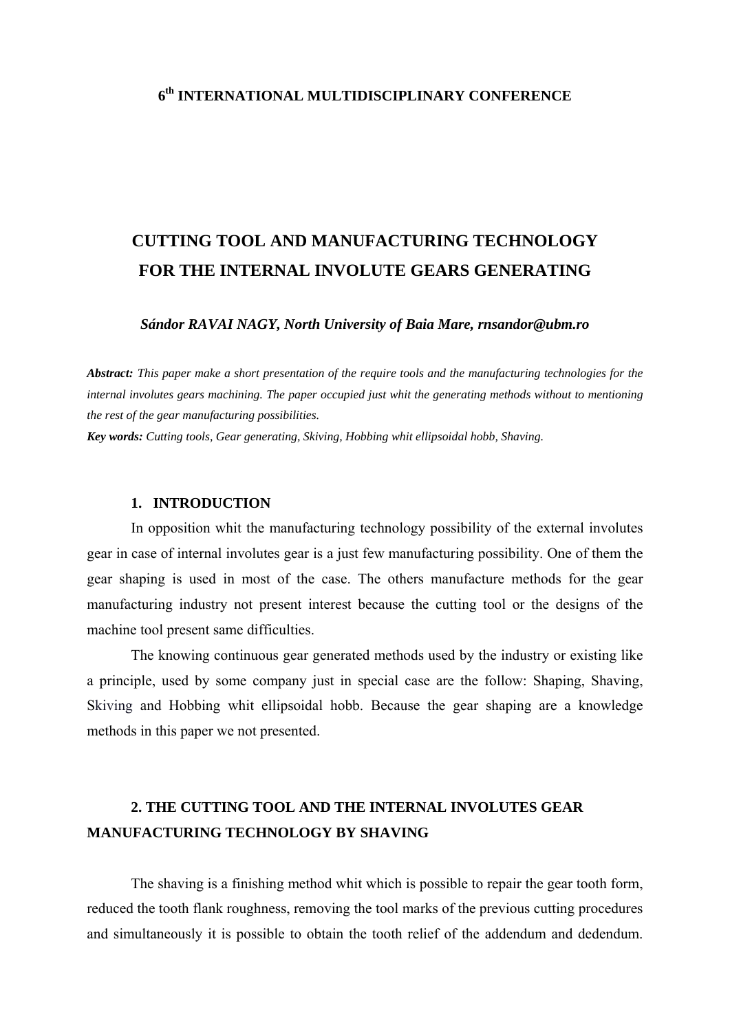**6th INTERNATIONAL MULTIDISCIPLINARY CONFERENCE**

# CUTTING TOOL AND MANUFACTURING TECHNOLOGY FOR THE INTERNAL INVOLUTE GEARS GENERATING

***Sándor RAVAI NAGY, North University of Baia Mare, rnsandor@ubm.ro***

***Abstract:*** *This paper make a short presentation of the require tools and the manufacturing technologies for the internal involutes gears machining. The paper occupied just whit the generating methods without to mentioning the rest of the gear manufacturing possibilities.*

***Key words:*** *Cutting tools, Gear generating, Skiving, Hobbing whit ellipsoidal hobb, Shaving.*

## 1. INTRODUCTION

In opposition whit the manufacturing technology possibility of the external involutes gear in case of internal involutes gear is a just few manufacturing possibility. One of them the gear shaping is used in most of the case. The others manufacture methods for the gear manufacturing industry not present interest because the cutting tool or the designs of the machine tool present same difficulties.

The knowing continuous gear generated methods used by the industry or existing like a principle, used by some company just in special case are the follow: Shaping, Shaving, Skiving and Hobbing whit ellipsoidal hobb. Because the gear shaping are a knowledge methods in this paper we not presented.

## 2. THE CUTTING TOOL AND THE INTERNAL INVOLUTES GEAR MANUFACTURING TECHNOLOGY BY SHAVING

The shaving is a finishing method whit which is possible to repair the gear tooth form, reduced the tooth flank roughness, removing the tool marks of the previous cutting procedures and simultaneously it is possible to obtain the tooth relief of the addendum and dedendum.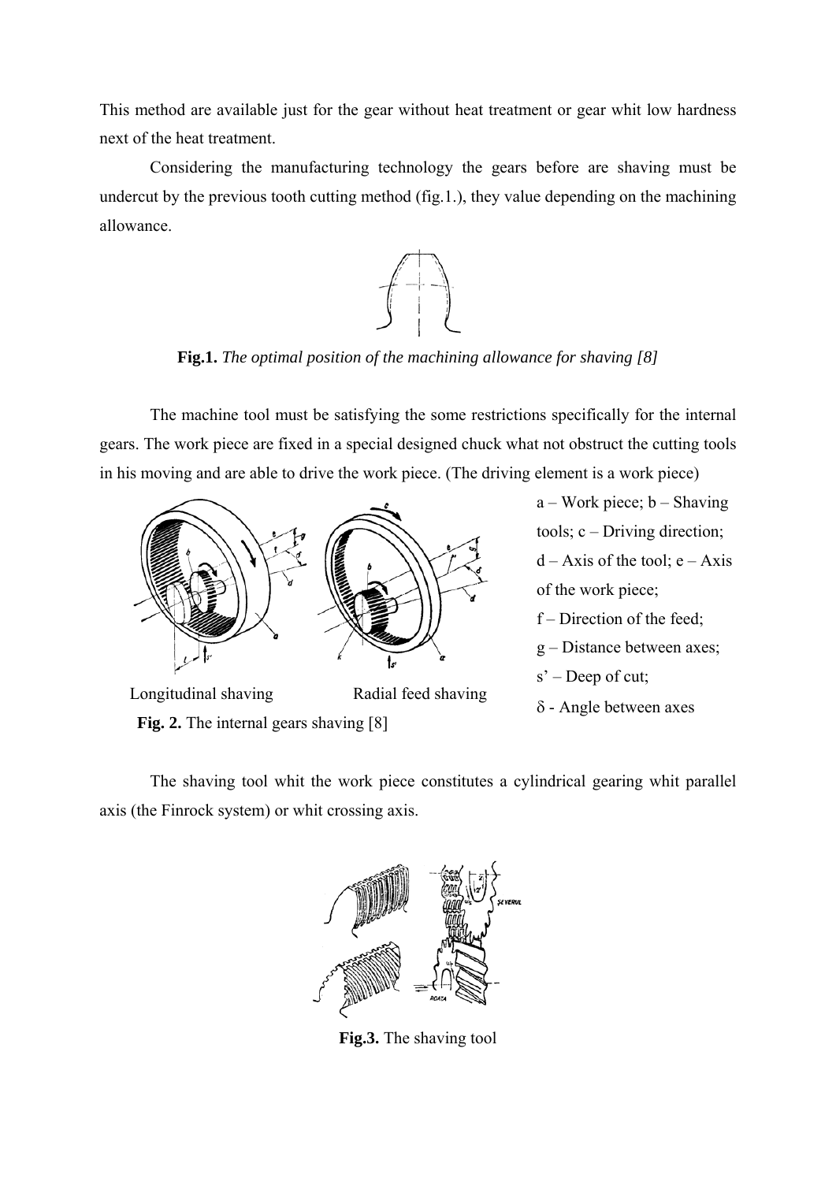This method are available just for the gear without heat treatment or gear whit low hardness next of the heat treatment.

Considering the manufacturing technology the gears before are shaving must be undercut by the previous tooth cutting method (fig.1.), they value depending on the machining allowance.

**Fig.1.** *The optimal position of the machining allowance for shaving [8]*

The machine tool must be satisfying the some restrictions specifically for the internal gears. The work piece are fixed in a special designed chuck what not obstruct the cutting tools in his moving and are able to drive the work piece. (The driving element is a work piece)

Longitudinal shaving

Radial feed shaving

a – Work piece; b – Shaving tools; c – Driving direction; d – Axis of the tool; e – Axis of the work piece;

f – Direction of the feed;

g – Distance between axes;

s' – Deep of cut;

δ - Angle between axes

**Fig. 2.** The internal gears shaving [8]

The shaving tool whit the work piece constitutes a cylindrical gearing whit parallel axis (the Finrock system) or whit crossing axis.

**Fig.3.** The shaving tool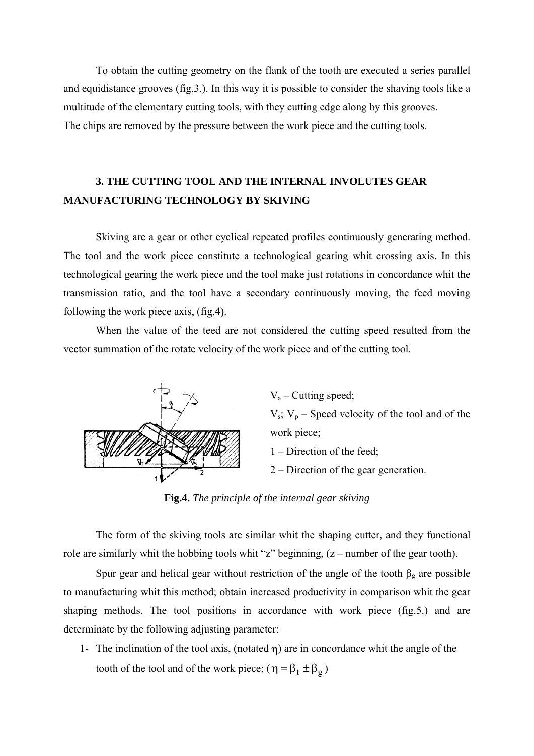To obtain the cutting geometry on the flank of the tooth are executed a series parallel and equidistance grooves (fig.3.). In this way it is possible to consider the shaving tools like a multitude of the elementary cutting tools, with they cutting edge along by this grooves. The chips are removed by the pressure between the work piece and the cutting tools.

## 3. THE CUTTING TOOL AND THE INTERNAL INVOLUTES GEAR MANUFACTURING TECHNOLOGY BY SKIVING

Skiving are a gear or other cyclical repeated profiles continuously generating method. The tool and the work piece constitute a technological gearing whit crossing axis. In this technological gearing the work piece and the tool make just rotations in concordance whit the transmission ratio, and the tool have a secondary continuously moving, the feed moving following the work piece axis, (fig.4).

When the value of the teed are not considered the cutting speed resulted from the vector summation of the rotate velocity of the work piece and of the cutting tool.

$V_a$ – Cutting speed;

$V_s$; $V_p$ – Speed velocity of the tool and of the work piece;

1 – Direction of the feed;

2 – Direction of the gear generation.

**Fig.4.** *The principle of the internal gear skiving*

The form of the skiving tools are similar whit the shaping cutter, and they functional role are similarly whit the hobbing tools whit "z" beginning, (z – number of the gear tooth).

Spur gear and helical gear without restriction of the angle of the tooth $\beta_g$ are possible to manufacturing whit this method; obtain increased productivity in comparison whit the gear shaping methods. The tool positions in accordance with work piece (fig.5.) and are determinate by the following adjusting parameter:

1- The inclination of the tool axis, (notated $\eta$) are in concordance whit the angle of the tooth of the tool and of the work piece; ($\eta = \beta_t \pm \beta_g$)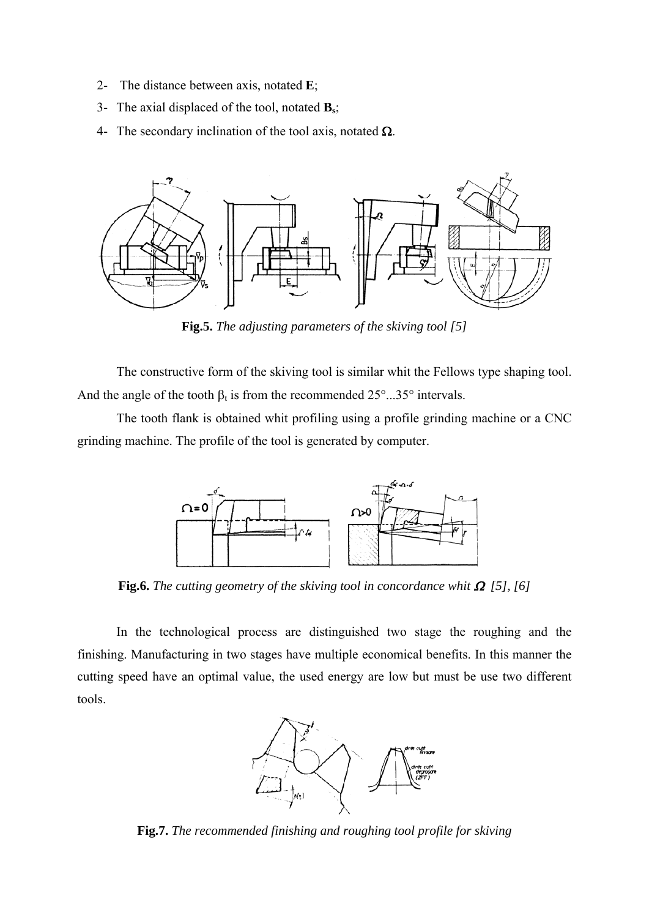2- The distance between axis, notated **E**;
3- The axial displaced of the tool, notated $\mathbf{B_s}$;
4- The secondary inclination of the tool axis, notated $\mathbf{\Omega}$.

**Fig.5.** *The adjusting parameters of the skiving tool [5]*

The constructive form of the skiving tool is similar whit the Fellows type shaping tool. And the angle of the tooth $\beta_t$ is from the recommended 25°...35° intervals.

The tooth flank is obtained whit profiling using a profile grinding machine or a CNC grinding machine. The profile of the tool is generated by computer.

**Fig.6.** *The cutting geometry of the skiving tool in concordance whit $\Omega$ [5], [6]*

In the technological process are distinguished two stage the roughing and the finishing. Manufacturing in two stages have multiple economical benefits. In this manner the cutting speed have an optimal value, the used energy are low but must be use two different tools.

**Fig.7.** *The recommended finishing and roughing tool profile for skiving*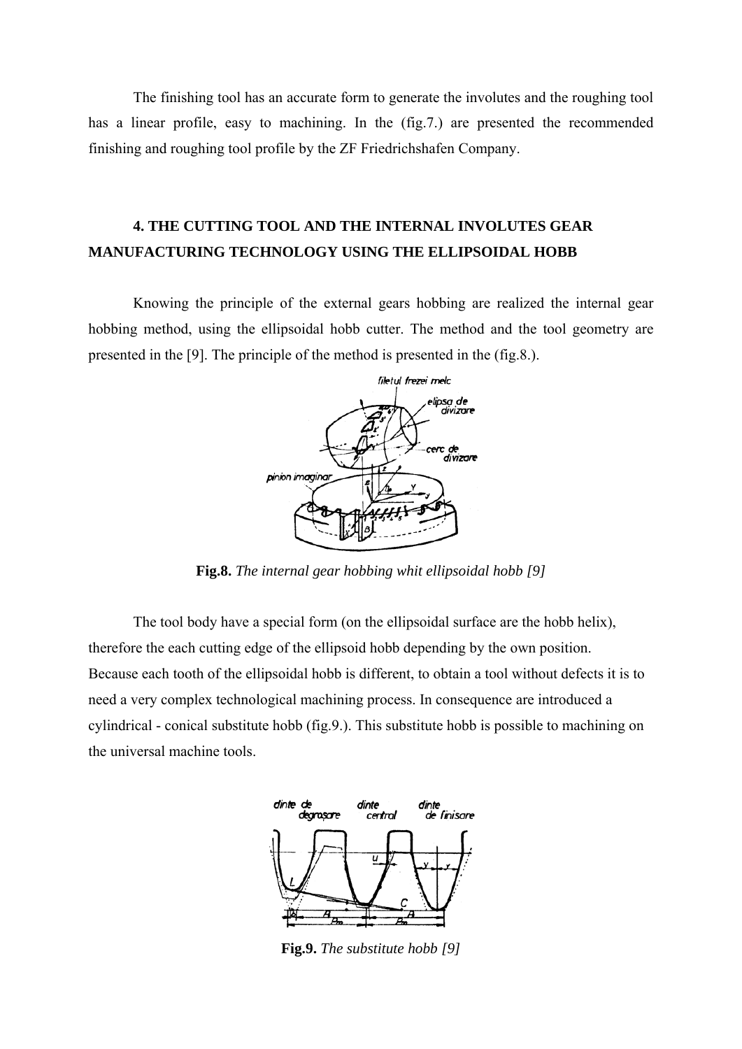The finishing tool has an accurate form to generate the involutes and the roughing tool has a linear profile, easy to machining. In the (fig.7.) are presented the recommended finishing and roughing tool profile by the ZF Friedrichshafen Company.

## 4. THE CUTTING TOOL AND THE INTERNAL INVOLUTES GEAR MANUFACTURING TECHNOLOGY USING THE ELLIPSOIDAL HOBB

Knowing the principle of the external gears hobbing are realized the internal gear hobbing method, using the ellipsoidal hobb cutter. The method and the tool geometry are presented in the [9]. The principle of the method is presented in the (fig.8.).

**Fig.8.** *The internal gear hobbing whit ellipsoidal hobb [9]*

The tool body have a special form (on the ellipsoidal surface are the hobb helix), therefore the each cutting edge of the ellipsoid hobb depending by the own position. Because each tooth of the ellipsoidal hobb is different, to obtain a tool without defects it is to need a very complex technological machining process. In consequence are introduced a cylindrical - conical substitute hobb (fig.9.). This substitute hobb is possible to machining on the universal machine tools.

**Fig.9.** *The substitute hobb [9]*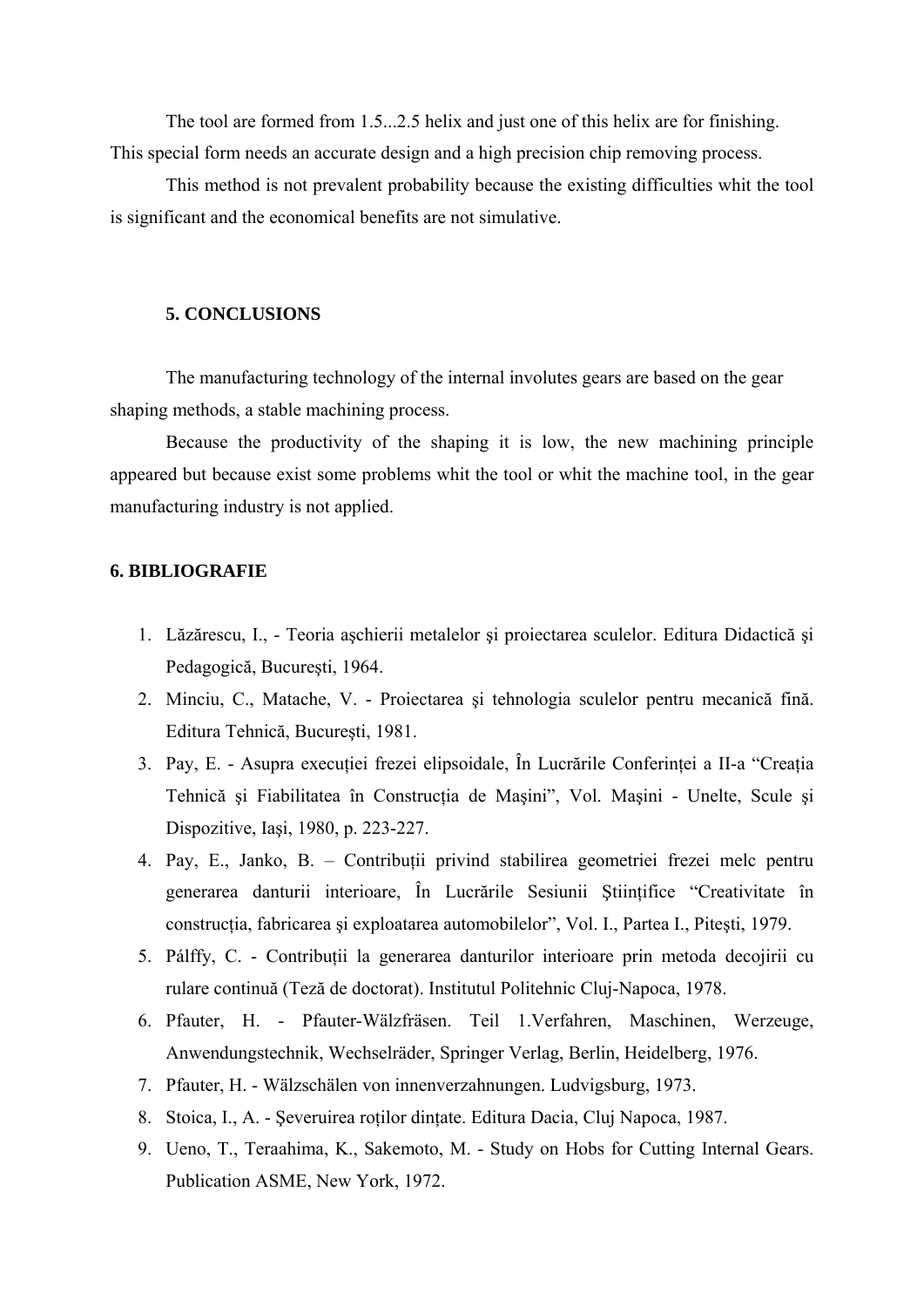The tool are formed from 1.5...2.5 helix and just one of this helix are for finishing. This special form needs an accurate design and a high precision chip removing process.

This method is not prevalent probability because the existing difficulties whit the tool is significant and the economical benefits are not simulative.

## 5. CONCLUSIONS

The manufacturing technology of the internal involutes gears are based on the gear shaping methods, a stable machining process.

Because the productivity of the shaping it is low, the new machining principle appeared but because exist some problems whit the tool or whit the machine tool, in the gear manufacturing industry is not applied.

## 6. BIBLIOGRAFIE

1. Lăzărescu, I., - Teoria aşchierii metalelor şi proiectarea sculelor. Editura Didactică şi Pedagogică, Bucureşti, 1964.
2. Minciu, C., Matache, V. - Proiectarea şi tehnologia sculelor pentru mecanică fină. Editura Tehnică, Bucureşti, 1981.
3. Pay, E. - Asupra execuției frezei elipsoidale, În Lucrările Conferinței a II-a "Creația Tehnică şi Fiabilitatea în Construcția de Maşini", Vol. Maşini - Unelte, Scule şi Dispozitive, Iaşi, 1980, p. 223-227.
4. Pay, E., Janko, B. – Contribuții privind stabilirea geometriei frezei melc pentru generarea danturii interioare, În Lucrările Sesiunii Ştiințifice "Creativitate în construcția, fabricarea şi exploatarea automobilelor", Vol. I., Partea I., Piteşti, 1979.
5. Pálffy, C. - Contribuții la generarea danturilor interioare prin metoda decojirii cu rulare continuă (Teză de doctorat). Institutul Politehnic Cluj-Napoca, 1978.
6. Pfauter, H. - Pfauter-Wälzfräsen. Teil 1.Verfahren, Maschinen, Werzeuge, Anwendungstechnik, Wechselräder, Springer Verlag, Berlin, Heidelberg, 1976.
7. Pfauter, H. - Wälzschälen von innenverzahnungen. Ludvigsburg, 1973.
8. Stoica, I., A. - Şeveruirea roților dințate. Editura Dacia, Cluj Napoca, 1987.
9. Ueno, T., Teraahima, K., Sakemoto, M. - Study on Hobs for Cutting Internal Gears. Publication ASME, New York, 1972.